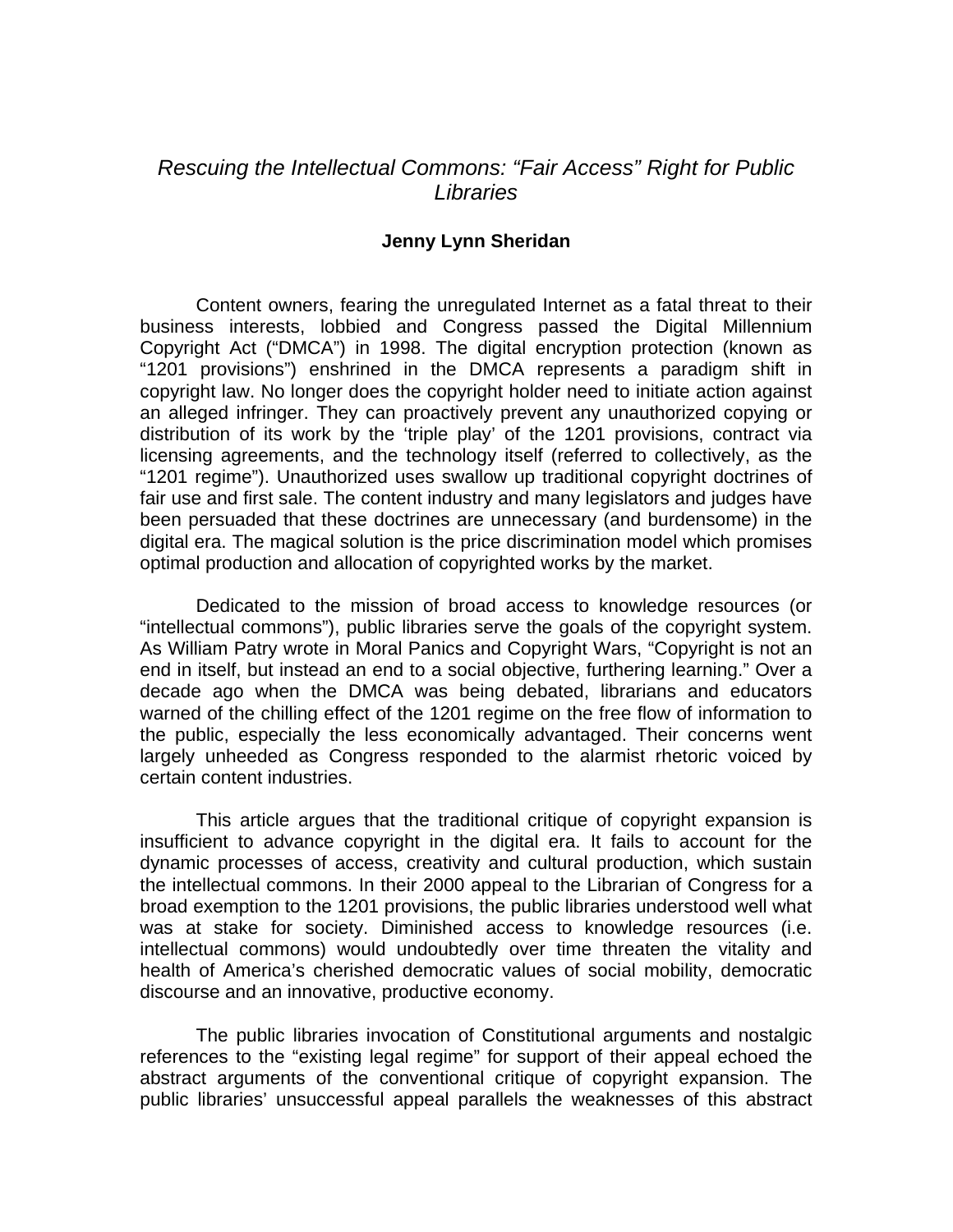# *Rescuing the Intellectual Commons: "Fair Access" Right for Public Libraries*

**Jenny Lynn Sheridan**

Content owners, fearing the unregulated Internet as a fatal threat to their business interests, lobbied and Congress passed the Digital Millennium Copyright Act ("DMCA") in 1998. The digital encryption protection (known as "1201 provisions") enshrined in the DMCA represents a paradigm shift in copyright law. No longer does the copyright holder need to initiate action against an alleged infringer. They can proactively prevent any unauthorized copying or distribution of its work by the 'triple play' of the 1201 provisions, contract via licensing agreements, and the technology itself (referred to collectively, as the "1201 regime"). Unauthorized uses swallow up traditional copyright doctrines of fair use and first sale. The content industry and many legislators and judges have been persuaded that these doctrines are unnecessary (and burdensome) in the digital era. The magical solution is the price discrimination model which promises optimal production and allocation of copyrighted works by the market.

Dedicated to the mission of broad access to knowledge resources (or "intellectual commons"), public libraries serve the goals of the copyright system. As William Patry wrote in Moral Panics and Copyright Wars, "Copyright is not an end in itself, but instead an end to a social objective, furthering learning." Over a decade ago when the DMCA was being debated, librarians and educators warned of the chilling effect of the 1201 regime on the free flow of information to the public, especially the less economically advantaged. Their concerns went largely unheeded as Congress responded to the alarmist rhetoric voiced by certain content industries.

This article argues that the traditional critique of copyright expansion is insufficient to advance copyright in the digital era. It fails to account for the dynamic processes of access, creativity and cultural production, which sustain the intellectual commons. In their 2000 appeal to the Librarian of Congress for a broad exemption to the 1201 provisions, the public libraries understood well what was at stake for society. Diminished access to knowledge resources (i.e. intellectual commons) would undoubtedly over time threaten the vitality and health of America's cherished democratic values of social mobility, democratic discourse and an innovative, productive economy.

The public libraries invocation of Constitutional arguments and nostalgic references to the "existing legal regime" for support of their appeal echoed the abstract arguments of the conventional critique of copyright expansion. The public libraries' unsuccessful appeal parallels the weaknesses of this abstract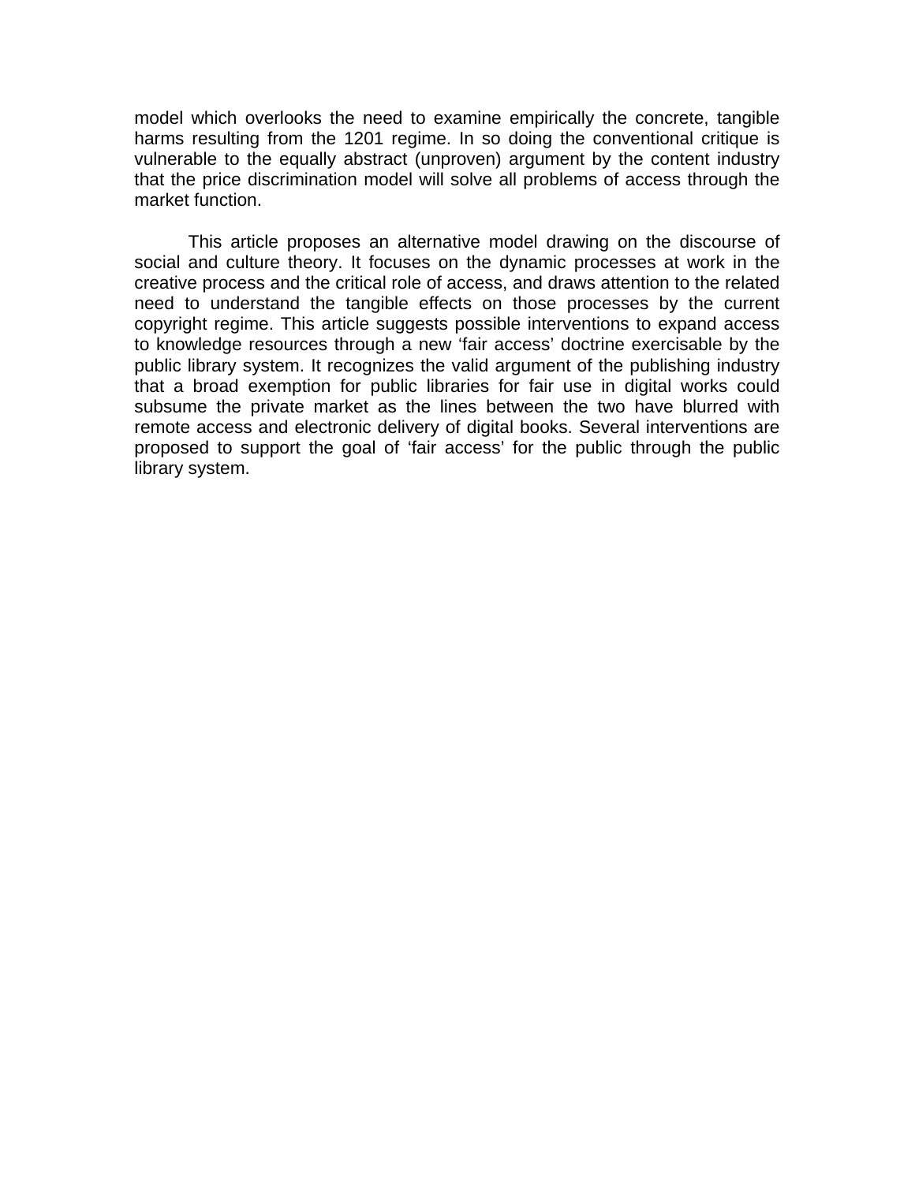model which overlooks the need to examine empirically the concrete, tangible harms resulting from the 1201 regime. In so doing the conventional critique is vulnerable to the equally abstract (unproven) argument by the content industry that the price discrimination model will solve all problems of access through the market function.

This article proposes an alternative model drawing on the discourse of social and culture theory. It focuses on the dynamic processes at work in the creative process and the critical role of access, and draws attention to the related need to understand the tangible effects on those processes by the current copyright regime. This article suggests possible interventions to expand access to knowledge resources through a new 'fair access' doctrine exercisable by the public library system. It recognizes the valid argument of the publishing industry that a broad exemption for public libraries for fair use in digital works could subsume the private market as the lines between the two have blurred with remote access and electronic delivery of digital books. Several interventions are proposed to support the goal of 'fair access' for the public through the public library system.